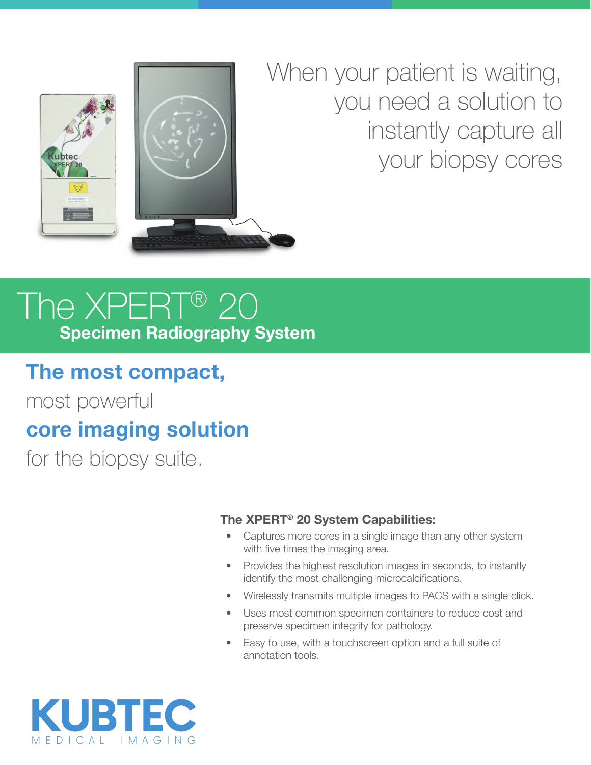When your patient is waiting, you need a solution to instantly capture all your biopsy cores

# The XPERT® 20

## Specimen Radiography System

**The most compact,**
most powerful
**core imaging solution**
for the biopsy suite.

### The XPERT® 20 System Capabilities:

- Captures more cores in a single image than any other system with five times the imaging area.
- Provides the highest resolution images in seconds, to instantly identify the most challenging microcalcifications.
- Wirelessly transmits multiple images to PACS with a single click.
- Uses most common specimen containers to reduce cost and preserve specimen integrity for pathology.
- Easy to use, with a touchscreen option and a full suite of annotation tools.

KUBTEC
MEDICAL IMAGING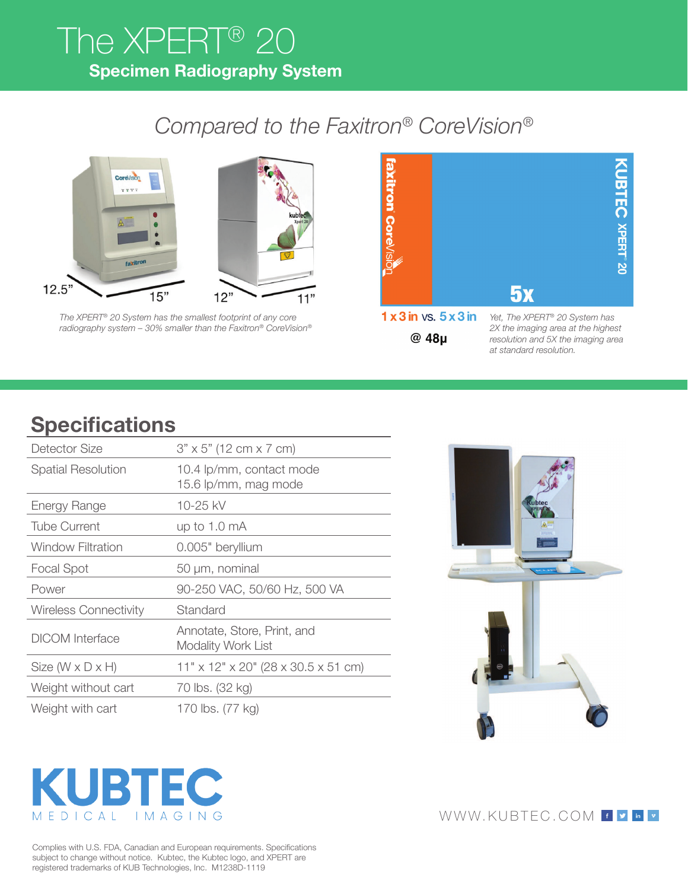# The XPERT® 20

## Specimen Radiography System

*Compared to the Faxitron® CoreVision®*

12.5”

15”

12”

11”

*The XPERT® 20 System has the smallest footprint of any core radiography system – 30% smaller than the Faxitron® CoreVision®*

faxitron CoreVision

KUBTEC XPERT 20

5x

1 x 3 in vs. 5 x 3 in

@ 48μ

*Yet, The XPERT® 20 System has 2X the imaging area at the highest resolution and 5X the imaging area at standard resolution.*

## Specifications

| | |
|---|---|
| Detector Size | 3” x 5” (12 cm x 7 cm) |
| Spatial Resolution | 10.4 lp/mm, contact mode<br>15.6 lp/mm, mag mode |
| Energy Range | 10-25 kV |
| Tube Current | up to 1.0 mA |
| Window Filtration | 0.005" beryllium |
| Focal Spot | 50 μm, nominal |
| Power | 90-250 VAC, 50/60 Hz, 500 VA |
| Wireless Connectivity | Standard |
| DICOM Interface | Annotate, Store, Print, and Modality Work List |
| Size (W x D x H) | 11" x 12" x 20" (28 x 30.5 x 51 cm) |
| Weight without cart | 70 lbs. (32 kg) |
| Weight with cart | 170 lbs. (77 kg) |

KUBTEC MEDICAL IMAGING

WWW.KUBTEC.COM

Complies with U.S. FDA, Canadian and European requirements. Specifications subject to change without notice. Kubtec, the Kubtec logo, and XPERT are registered trademarks of KUB Technologies, Inc. M1238D-1119